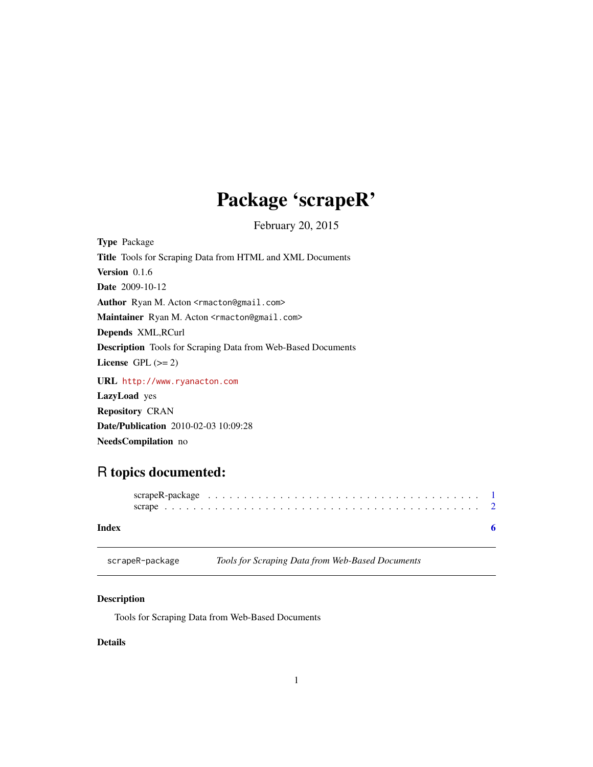# Package 'scrapeR'

February 20, 2015

**Type** Package

**Title** Tools for Scraping Data from HTML and XML Documents

**Version** 0.1.6

**Date** 2009-10-12

**Author** Ryan M. Acton <rmacton@gmail.com>

**Maintainer** Ryan M. Acton <rmacton@gmail.com>

**Depends** XML,RCurl

**Description** Tools for Scraping Data from Web-Based Documents

**License** GPL (>= 2)

**URL** http://www.ryanacton.com

**LazyLoad** yes

**Repository** CRAN

**Date/Publication** 2010-02-03 10:09:28

**NeedsCompilation** no

## R topics documented:

scrapeR-package . . . . . . . . . . . . . . . . . . . . . . . . . . . . . . . . . . . . . 1
scrape . . . . . . . . . . . . . . . . . . . . . . . . . . . . . . . . . . . . . . . . . . . 2

**Index** **6**

---

scrapeR-package *Tools for Scraping Data from Web-Based Documents*

---

### Description

Tools for Scraping Data from Web-Based Documents

### Details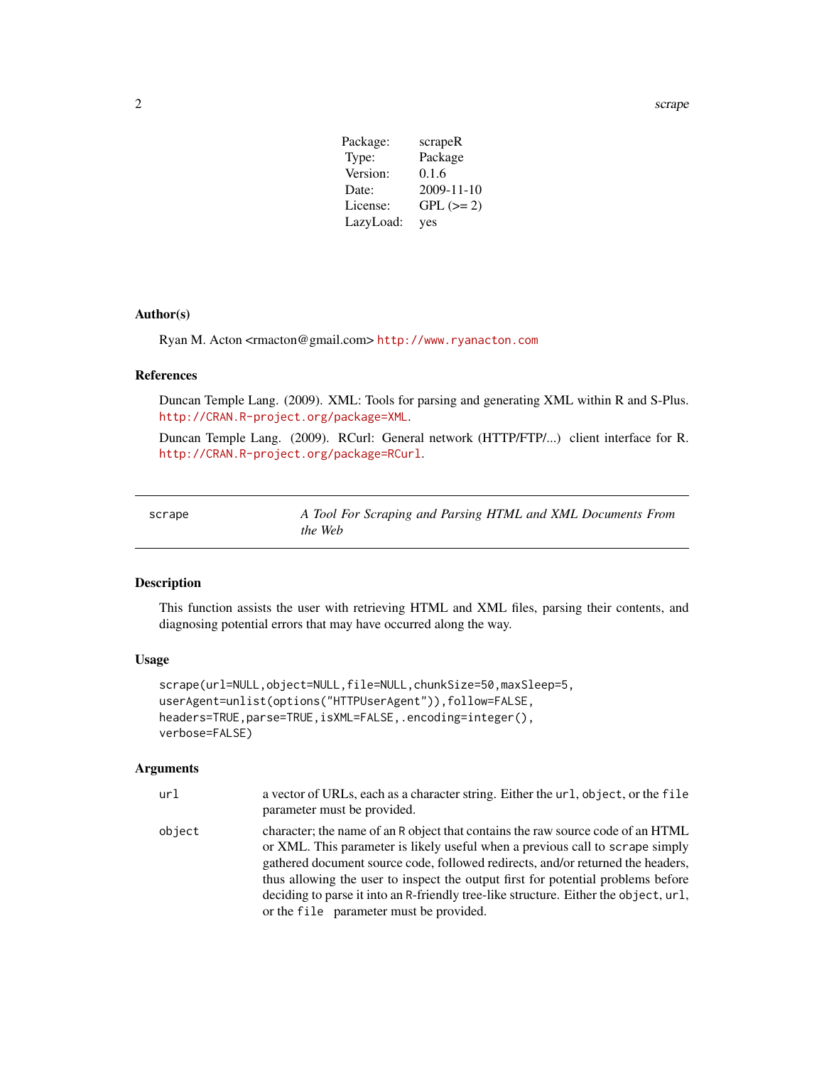| | |
|---|---|
| Package: | scrapeR |
| Type: | Package |
| Version: | 0.1.6 |
| Date: | 2009-11-10 |
| License: | GPL (>= 2) |
| LazyLoad: | yes |

### Author(s)

Ryan M. Acton <rmacton@gmail.com> http://www.ryanacton.com

### References

Duncan Temple Lang. (2009). XML: Tools for parsing and generating XML within R and S-Plus. http://CRAN.R-project.org/package=XML.

Duncan Temple Lang. (2009). RCurl: General network (HTTP/FTP/...) client interface for R. http://CRAN.R-project.org/package=RCurl.

---

## scrape — *A Tool For Scraping and Parsing HTML and XML Documents From the Web*

---

### Description

This function assists the user with retrieving HTML and XML files, parsing their contents, and diagnosing potential errors that may have occurred along the way.

### Usage

```
scrape(url=NULL,object=NULL,file=NULL,chunkSize=50,maxSleep=5,
userAgent=unlist(options("HTTPUserAgent")),follow=FALSE,
headers=TRUE,parse=TRUE,isXML=FALSE,.encoding=integer(),
verbose=FALSE)
```

### Arguments

| | |
|---|---|
| `url` | a vector of URLs, each as a character string. Either the `url`, `object`, or the `file` parameter must be provided. |
| `object` | character; the name of an R object that contains the raw source code of an HTML or XML. This parameter is likely useful when a previous call to `scrape` simply gathered document source code, followed redirects, and/or returned the headers, thus allowing the user to inspect the output first for potential problems before deciding to parse it into an R-friendly tree-like structure. Either the `object`, `url`, or the `file` parameter must be provided. |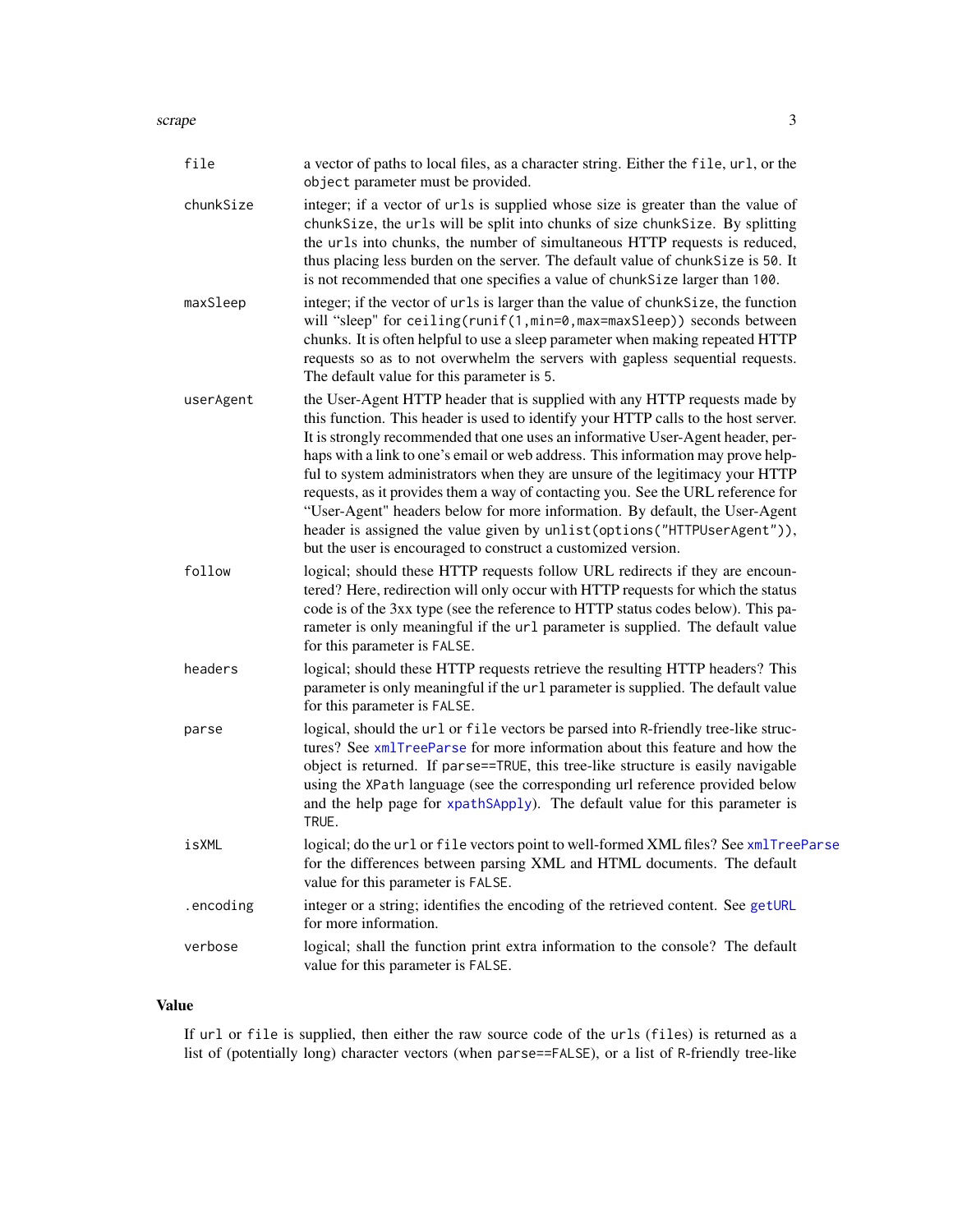| | |
|---|---|
| `file` | a vector of paths to local files, as a character string. Either the `file`, `url`, or the `object` parameter must be provided. |
| `chunkSize` | integer; if a vector of `urls` is supplied whose size is greater than the value of `chunkSize`, the `urls` will be split into chunks of size `chunkSize`. By splitting the `urls` into chunks, the number of simultaneous HTTP requests is reduced, thus placing less burden on the server. The default value of `chunkSize` is `50`. It is not recommended that one specifies a value of `chunkSize` larger than `100`. |
| `maxSleep` | integer; if the vector of `urls` is larger than the value of `chunkSize`, the function will "sleep" for `ceiling(runif(1,min=0,max=maxSleep))` seconds between chunks. It is often helpful to use a sleep parameter when making repeated HTTP requests so as to not overwhelm the servers with gapless sequential requests. The default value for this parameter is `5`. |
| `userAgent` | the User-Agent HTTP header that is supplied with any HTTP requests made by this function. This header is used to identify your HTTP calls to the host server. It is strongly recommended that one uses an informative User-Agent header, perhaps with a link to one's email or web address. This information may prove helpful to system administrators when they are unsure of the legitimacy your HTTP requests, as it provides them a way of contacting you. See the URL reference for "User-Agent" headers below for more information. By default, the User-Agent header is assigned the value given by `unlist(options("HTTPUserAgent"))`, but the user is encouraged to construct a customized version. |
| `follow` | logical; should these HTTP requests follow URL redirects if they are encountered? Here, redirection will only occur with HTTP requests for which the status code is of the 3xx type (see the reference to HTTP status codes below). This parameter is only meaningful if the `url` parameter is supplied. The default value for this parameter is `FALSE`. |
| `headers` | logical; should these HTTP requests retrieve the resulting HTTP headers? This parameter is only meaningful if the `url` parameter is supplied. The default value for this parameter is `FALSE`. |
| `parse` | logical, should the `url` or `file` vectors be parsed into R-friendly tree-like structures? See `xmlTreeParse` for more information about this feature and how the object is returned. If `parse==TRUE`, this tree-like structure is easily navigable using the `XPath` language (see the corresponding url reference provided below and the help page for `xpathSApply`). The default value for this parameter is `TRUE`. |
| `isXML` | logical; do the `url` or `file` vectors point to well-formed XML files? See `xmlTreeParse` for the differences between parsing XML and HTML documents. The default value for this parameter is `FALSE`. |
| `.encoding` | integer or a string; identifies the encoding of the retrieved content. See `getURL` for more information. |
| `verbose` | logical; shall the function print extra information to the console? The default value for this parameter is `FALSE`. |

## Value

If `url` or `file` is supplied, then either the raw source code of the `urls` (`files`) is returned as a list of (potentially long) character vectors (when `parse==FALSE`), or a list of R-friendly tree-like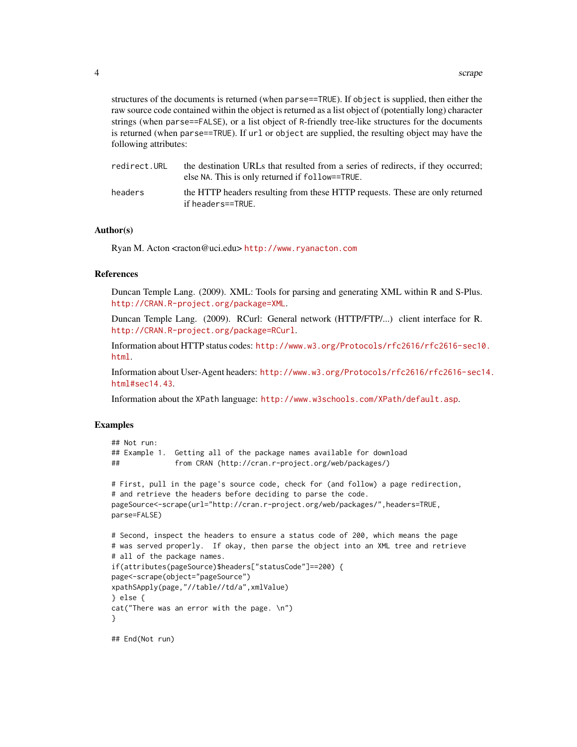structures of the documents is returned (when `parse==TRUE`). If `object` is supplied, then either the raw source code contained within the object is returned as a list object of (potentially long) character strings (when `parse==FALSE`), or a list object of R-friendly tree-like structures for the documents is returned (when `parse==TRUE`). If `url` or `object` are supplied, the resulting object may have the following attributes:

`redirect.URL` the destination URLs that resulted from a series of redirects, if they occurred; else `NA`. This is only returned if `follow==TRUE`.

`headers` the HTTP headers resulting from these HTTP requests. These are only returned if `headers==TRUE`.

### Author(s)

Ryan M. Acton <racton@uci.edu> http://www.ryanacton.com

### References

Duncan Temple Lang. (2009). XML: Tools for parsing and generating XML within R and S-Plus. http://CRAN.R-project.org/package=XML.

Duncan Temple Lang. (2009). RCurl: General network (HTTP/FTP/...) client interface for R. http://CRAN.R-project.org/package=RCurl.

Information about HTTP status codes: http://www.w3.org/Protocols/rfc2616/rfc2616-sec10.html.

Information about User-Agent headers: http://www.w3.org/Protocols/rfc2616/rfc2616-sec14.html#sec14.43.

Information about the `XPath` language: http://www.w3schools.com/XPath/default.asp.

### Examples

```
## Not run:
## Example 1.  Getting all of the package names available for download
##             from CRAN (http://cran.r-project.org/web/packages/)

# First, pull in the page's source code, check for (and follow) a page redirection,
# and retrieve the headers before deciding to parse the code.
pageSource<-scrape(url="http://cran.r-project.org/web/packages/",headers=TRUE,
parse=FALSE)

# Second, inspect the headers to ensure a status code of 200, which means the page
# was served properly.  If okay, then parse the object into an XML tree and retrieve
# all of the package names.
if(attributes(pageSource)$headers["statusCode"]==200) {
page<-scrape(object="pageSource")
xpathSApply(page,"//table//td/a",xmlValue)
} else {
cat("There was an error with the page. \n")
}

## End(Not run)
```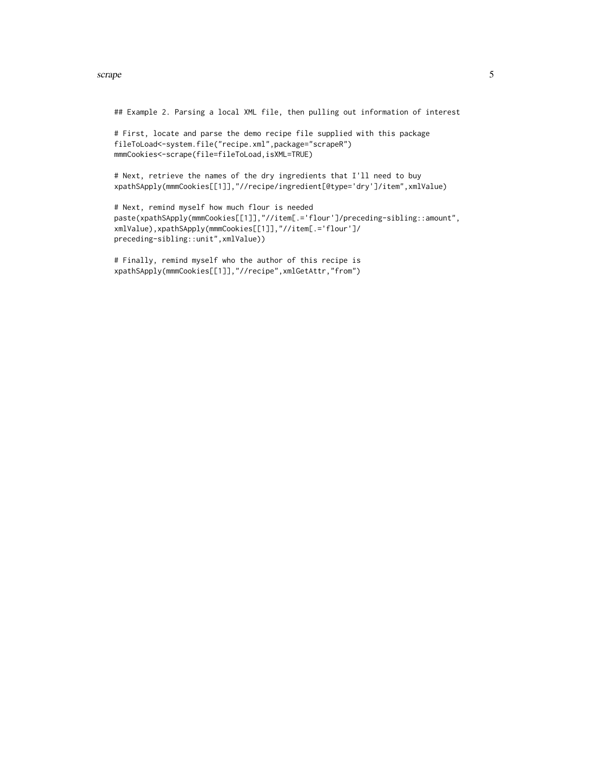```
## Example 2. Parsing a local XML file, then pulling out information of interest

# First, locate and parse the demo recipe file supplied with this package
fileToLoad<-system.file("recipe.xml",package="scrapeR")
mmmCookies<-scrape(file=fileToLoad,isXML=TRUE)

# Next, retrieve the names of the dry ingredients that I'll need to buy
xpathSApply(mmmCookies[[1]],"//recipe/ingredient[@type='dry']/item",xmlValue)

# Next, remind myself how much flour is needed
paste(xpathSApply(mmmCookies[[1]],"//item[.='flour']/preceding-sibling::amount",
xmlValue),xpathSApply(mmmCookies[[1]],"//item[.='flour']/
preceding-sibling::unit",xmlValue))

# Finally, remind myself who the author of this recipe is
xpathSApply(mmmCookies[[1]],"//recipe",xmlGetAttr,"from")
```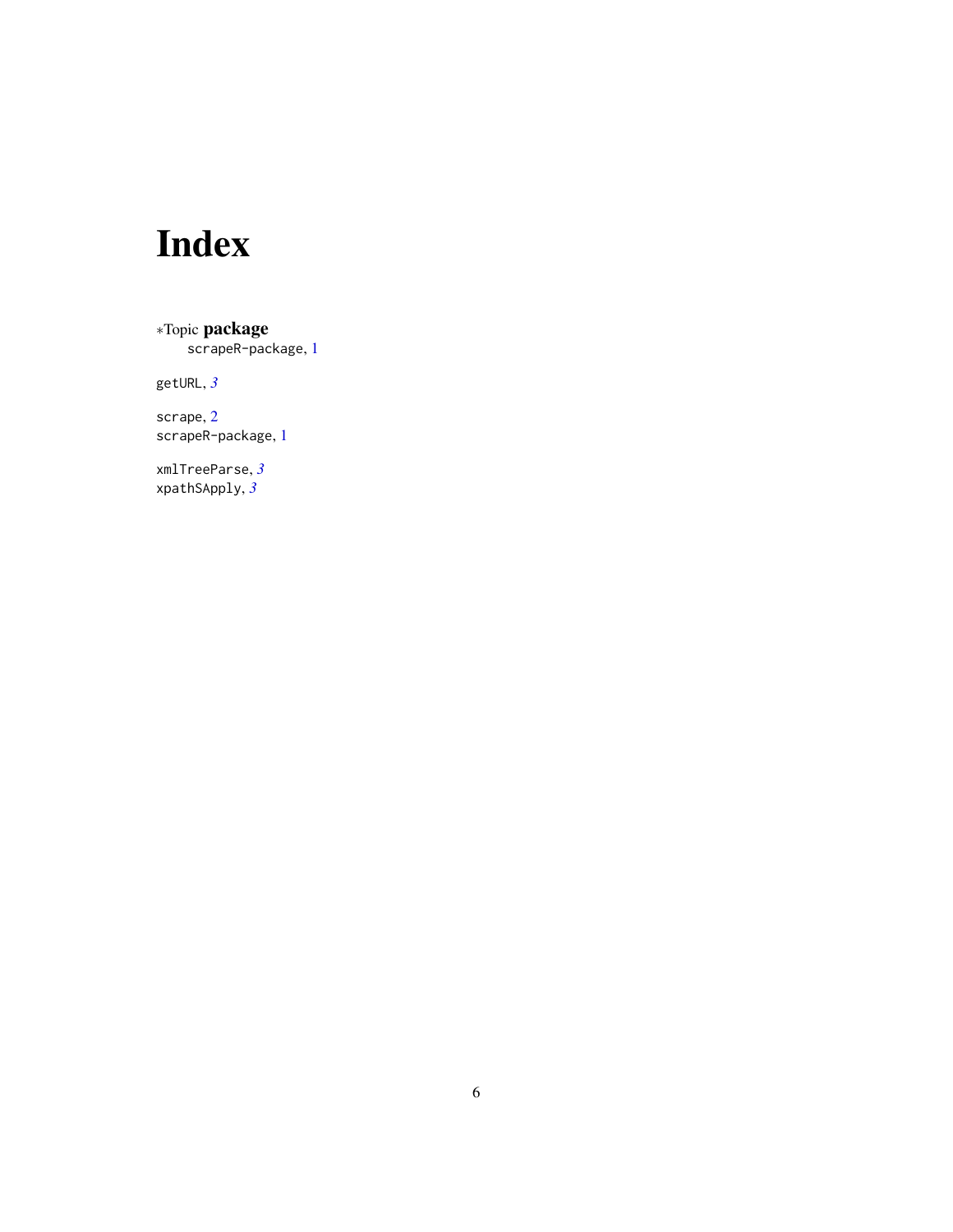# Index

*Topic **package**
    scrapeR-package, 1

getURL, *3*

scrape, 2
scrapeR-package, 1

xmlTreeParse, *3*
xpathSApply, *3*